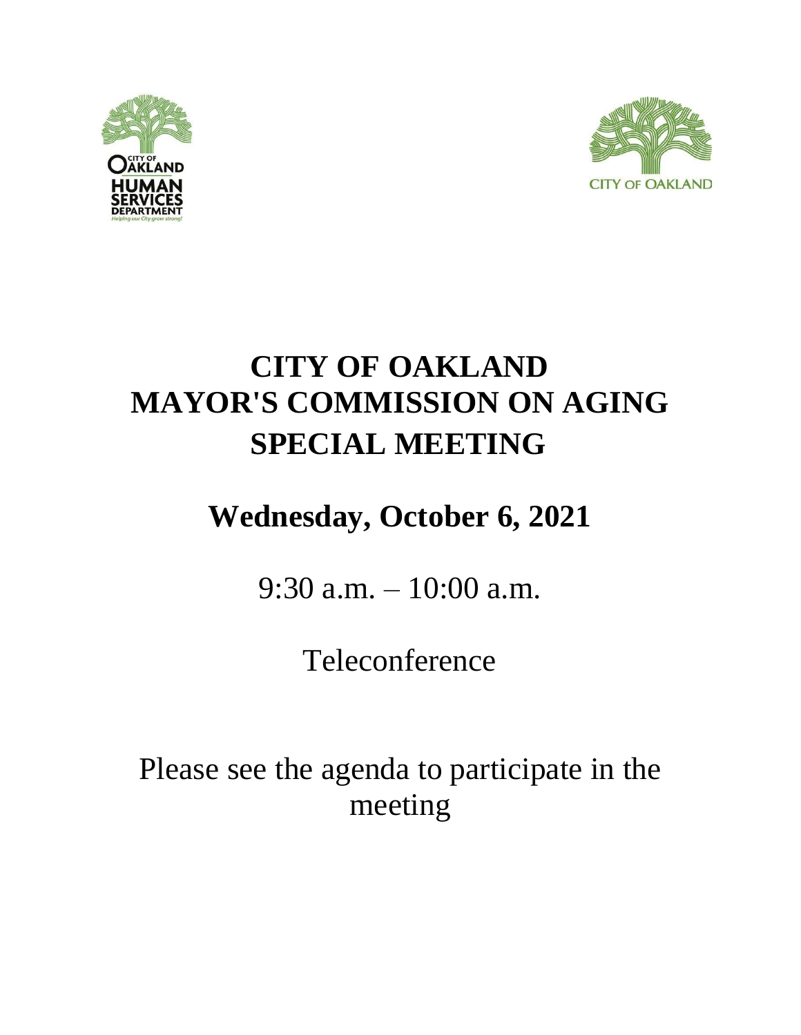# CITY OF OAKLAND
# MAYOR'S COMMISSION ON AGING
# SPECIAL MEETING

## Wednesday, October 6, 2021

9:30 a.m. – 10:00 a.m.

Teleconference

Please see the agenda to participate in the meeting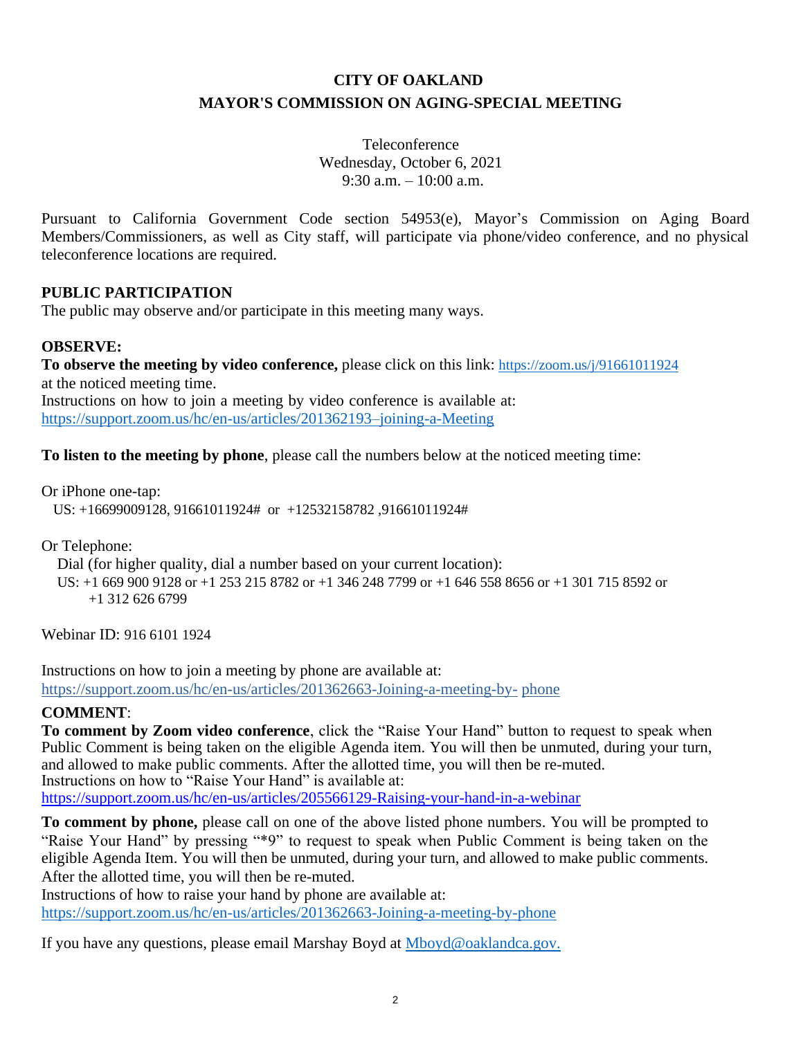# CITY OF OAKLAND
## MAYOR'S COMMISSION ON AGING-SPECIAL MEETING

Teleconference
Wednesday, October 6, 2021
9:30 a.m. – 10:00 a.m.

Pursuant to California Government Code section 54953(e), Mayor's Commission on Aging Board Members/Commissioners, as well as City staff, will participate via phone/video conference, and no physical teleconference locations are required.

**PUBLIC PARTICIPATION**
The public may observe and/or participate in this meeting many ways.

**OBSERVE:**
**To observe the meeting by video conference,** please click on this link: https://zoom.us/j/91661011924 at the noticed meeting time.
Instructions on how to join a meeting by video conference is available at:
https://support.zoom.us/hc/en-us/articles/201362193–joining-a-Meeting

**To listen to the meeting by phone**, please call the numbers below at the noticed meeting time:

Or iPhone one-tap:
US: +16699009128, 91661011924# or +12532158782 ,91661011924#

Or Telephone:
Dial (for higher quality, dial a number based on your current location):
US: +1 669 900 9128 or +1 253 215 8782 or +1 346 248 7799 or +1 646 558 8656 or +1 301 715 8592 or +1 312 626 6799

Webinar ID: 916 6101 1924

Instructions on how to join a meeting by phone are available at:
https://support.zoom.us/hc/en-us/articles/201362663-Joining-a-meeting-by- phone

**COMMENT**:
**To comment by Zoom video conference**, click the "Raise Your Hand" button to request to speak when Public Comment is being taken on the eligible Agenda item. You will then be unmuted, during your turn, and allowed to make public comments. After the allotted time, you will then be re-muted.
Instructions on how to "Raise Your Hand" is available at:
https://support.zoom.us/hc/en-us/articles/205566129-Raising-your-hand-in-a-webinar

**To comment by phone,** please call on one of the above listed phone numbers. You will be prompted to "Raise Your Hand" by pressing "*9" to request to speak when Public Comment is being taken on the eligible Agenda Item. You will then be unmuted, during your turn, and allowed to make public comments. After the allotted time, you will then be re-muted.
Instructions of how to raise your hand by phone are available at:
https://support.zoom.us/hc/en-us/articles/201362663-Joining-a-meeting-by-phone

If you have any questions, please email Marshay Boyd at Mboyd@oaklandca.gov.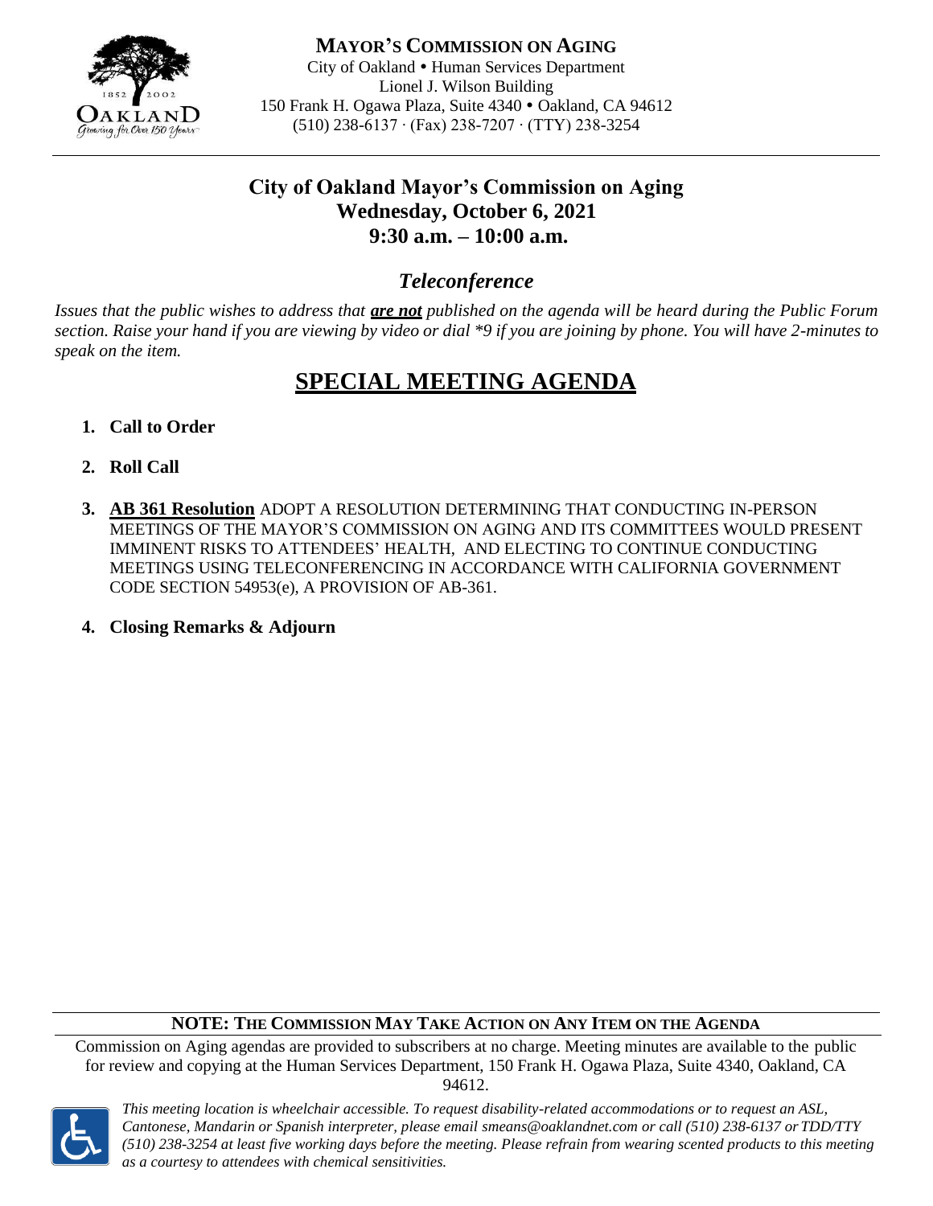**MAYOR'S COMMISSION ON AGING**
City of Oakland • Human Services Department
Lionel J. Wilson Building
150 Frank H. Ogawa Plaza, Suite 4340 • Oakland, CA 94612
(510) 238-6137 · (Fax) 238-7207 · (TTY) 238-3254

# City of Oakland Mayor's Commission on Aging
## Wednesday, October 6, 2021
## 9:30 a.m. – 10:00 a.m.

### *Teleconference*

*Issues that the public wishes to address that **are not** published on the agenda will be heard during the Public Forum section. Raise your hand if you are viewing by video or dial *9 if you are joining by phone. You will have 2-minutes to speak on the item.*

# SPECIAL MEETING AGENDA

1. **Call to Order**
2. **Roll Call**
3. **AB 361 Resolution** ADOPT A RESOLUTION DETERMINING THAT CONDUCTING IN-PERSON MEETINGS OF THE MAYOR'S COMMISSION ON AGING AND ITS COMMITTEES WOULD PRESENT IMMINENT RISKS TO ATTENDEES' HEALTH, AND ELECTING TO CONTINUE CONDUCTING MEETINGS USING TELECONFERENCING IN ACCORDANCE WITH CALIFORNIA GOVERNMENT CODE SECTION 54953(e), A PROVISION OF AB-361.
4. **Closing Remarks & Adjourn**

**NOTE: THE COMMISSION MAY TAKE ACTION ON ANY ITEM ON THE AGENDA**

Commission on Aging agendas are provided to subscribers at no charge. Meeting minutes are available to the public for review and copying at the Human Services Department, 150 Frank H. Ogawa Plaza, Suite 4340, Oakland, CA 94612.

*This meeting location is wheelchair accessible. To request disability-related accommodations or to request an ASL, Cantonese, Mandarin or Spanish interpreter, please email smeans@oaklandnet.com or call (510) 238-6137 or TDD/TTY (510) 238-3254 at least five working days before the meeting. Please refrain from wearing scented products to this meeting as a courtesy to attendees with chemical sensitivities.*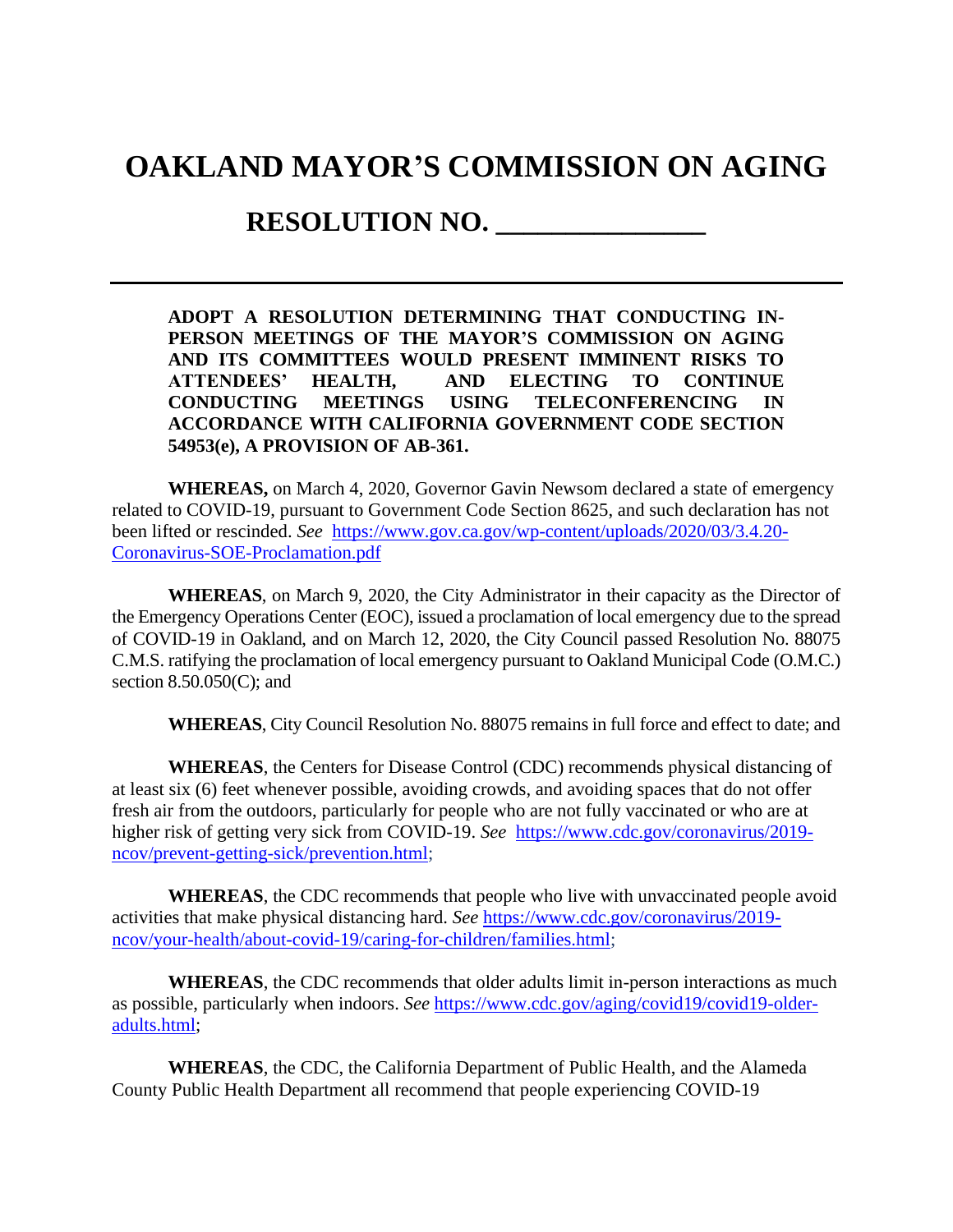# OAKLAND MAYOR'S COMMISSION ON AGING

## RESOLUTION NO. _______________

**ADOPT A RESOLUTION DETERMINING THAT CONDUCTING IN-PERSON MEETINGS OF THE MAYOR'S COMMISSION ON AGING AND ITS COMMITTEES WOULD PRESENT IMMINENT RISKS TO ATTENDEES' HEALTH, AND ELECTING TO CONTINUE CONDUCTING MEETINGS USING TELECONFERENCING IN ACCORDANCE WITH CALIFORNIA GOVERNMENT CODE SECTION 54953(e), A PROVISION OF AB-361.**

**WHEREAS,** on March 4, 2020, Governor Gavin Newsom declared a state of emergency related to COVID-19, pursuant to Government Code Section 8625, and such declaration has not been lifted or rescinded. *See* https://www.gov.ca.gov/wp-content/uploads/2020/03/3.4.20-Coronavirus-SOE-Proclamation.pdf

**WHEREAS**, on March 9, 2020, the City Administrator in their capacity as the Director of the Emergency Operations Center (EOC), issued a proclamation of local emergency due to the spread of COVID-19 in Oakland, and on March 12, 2020, the City Council passed Resolution No. 88075 C.M.S. ratifying the proclamation of local emergency pursuant to Oakland Municipal Code (O.M.C.) section 8.50.050(C); and

**WHEREAS**, City Council Resolution No. 88075 remains in full force and effect to date; and

**WHEREAS**, the Centers for Disease Control (CDC) recommends physical distancing of at least six (6) feet whenever possible, avoiding crowds, and avoiding spaces that do not offer fresh air from the outdoors, particularly for people who are not fully vaccinated or who are at higher risk of getting very sick from COVID-19. *See* https://www.cdc.gov/coronavirus/2019-ncov/prevent-getting-sick/prevention.html;

**WHEREAS**, the CDC recommends that people who live with unvaccinated people avoid activities that make physical distancing hard. *See* https://www.cdc.gov/coronavirus/2019-ncov/your-health/about-covid-19/caring-for-children/families.html;

**WHEREAS**, the CDC recommends that older adults limit in-person interactions as much as possible, particularly when indoors. *See* https://www.cdc.gov/aging/covid19/covid19-older-adults.html;

**WHEREAS**, the CDC, the California Department of Public Health, and the Alameda County Public Health Department all recommend that people experiencing COVID-19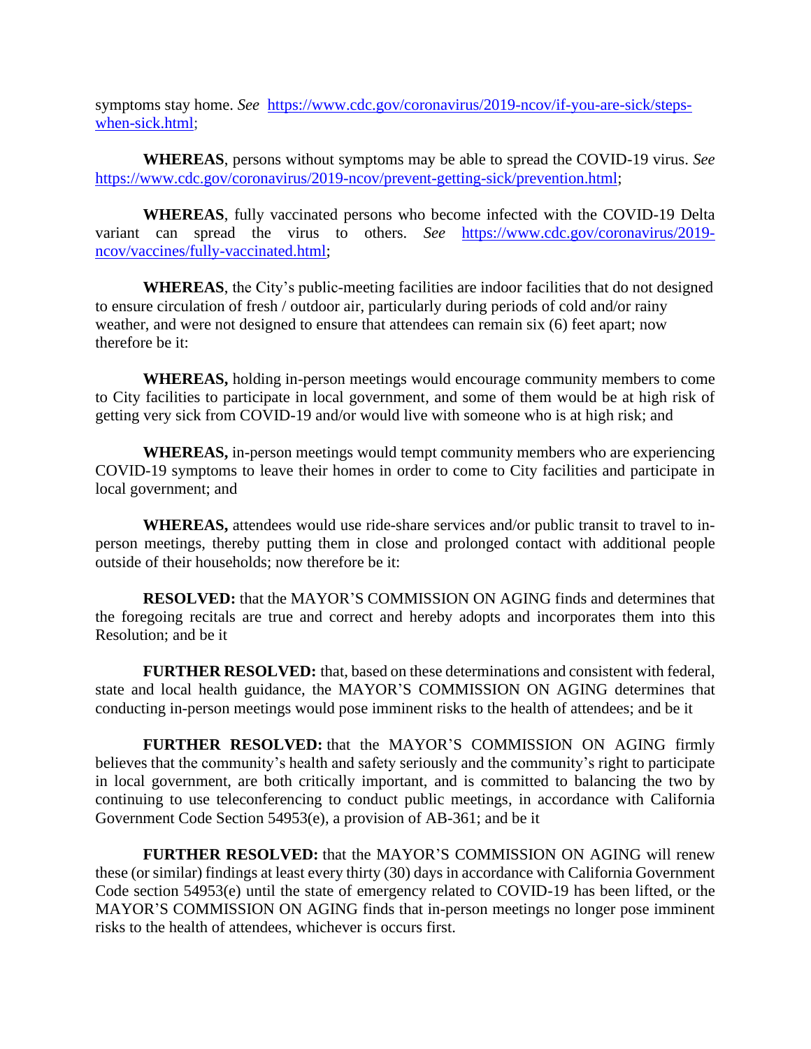symptoms stay home. *See* https://www.cdc.gov/coronavirus/2019-ncov/if-you-are-sick/steps-when-sick.html;

**WHEREAS**, persons without symptoms may be able to spread the COVID-19 virus. *See* https://www.cdc.gov/coronavirus/2019-ncov/prevent-getting-sick/prevention.html;

**WHEREAS**, fully vaccinated persons who become infected with the COVID-19 Delta variant can spread the virus to others. *See* https://www.cdc.gov/coronavirus/2019-ncov/vaccines/fully-vaccinated.html;

**WHEREAS**, the City's public-meeting facilities are indoor facilities that do not designed to ensure circulation of fresh / outdoor air, particularly during periods of cold and/or rainy weather, and were not designed to ensure that attendees can remain six (6) feet apart; now therefore be it:

**WHEREAS,** holding in-person meetings would encourage community members to come to City facilities to participate in local government, and some of them would be at high risk of getting very sick from COVID-19 and/or would live with someone who is at high risk; and

**WHEREAS,** in-person meetings would tempt community members who are experiencing COVID-19 symptoms to leave their homes in order to come to City facilities and participate in local government; and

**WHEREAS,** attendees would use ride-share services and/or public transit to travel to in-person meetings, thereby putting them in close and prolonged contact with additional people outside of their households; now therefore be it:

**RESOLVED:** that the MAYOR'S COMMISSION ON AGING finds and determines that the foregoing recitals are true and correct and hereby adopts and incorporates them into this Resolution; and be it

**FURTHER RESOLVED:** that, based on these determinations and consistent with federal, state and local health guidance, the MAYOR'S COMMISSION ON AGING determines that conducting in-person meetings would pose imminent risks to the health of attendees; and be it

**FURTHER RESOLVED:** that the MAYOR'S COMMISSION ON AGING firmly believes that the community's health and safety seriously and the community's right to participate in local government, are both critically important, and is committed to balancing the two by continuing to use teleconferencing to conduct public meetings, in accordance with California Government Code Section 54953(e), a provision of AB-361; and be it

**FURTHER RESOLVED:** that the MAYOR'S COMMISSION ON AGING will renew these (or similar) findings at least every thirty (30) days in accordance with California Government Code section 54953(e) until the state of emergency related to COVID-19 has been lifted, or the MAYOR'S COMMISSION ON AGING finds that in-person meetings no longer pose imminent risks to the health of attendees, whichever is occurs first.